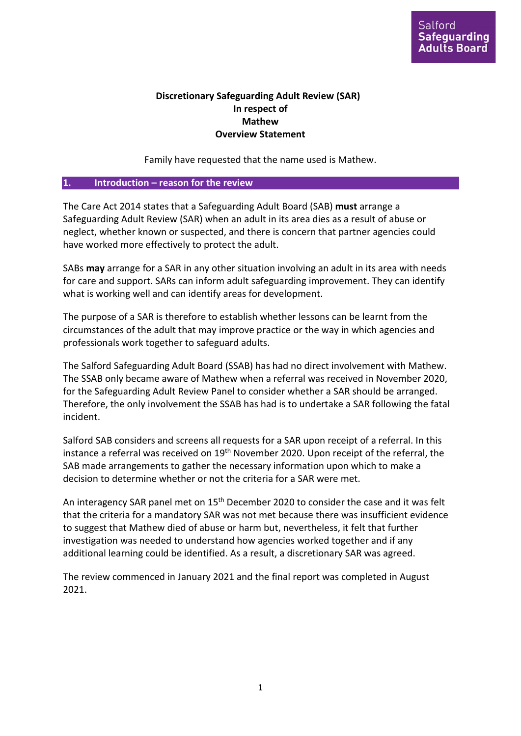Salford Safeguarding Adults Board

# Discretionary Safeguarding Adult Review (SAR) In respect of Mathew Overview Statement

Family have requested that the name used is Mathew.

## 1. Introduction – reason for the review

The Care Act 2014 states that a Safeguarding Adult Board (SAB) **must** arrange a Safeguarding Adult Review (SAR) when an adult in its area dies as a result of abuse or neglect, whether known or suspected, and there is concern that partner agencies could have worked more effectively to protect the adult.

SABs **may** arrange for a SAR in any other situation involving an adult in its area with needs for care and support. SARs can inform adult safeguarding improvement. They can identify what is working well and can identify areas for development.

The purpose of a SAR is therefore to establish whether lessons can be learnt from the circumstances of the adult that may improve practice or the way in which agencies and professionals work together to safeguard adults.

The Salford Safeguarding Adult Board (SSAB) has had no direct involvement with Mathew. The SSAB only became aware of Mathew when a referral was received in November 2020, for the Safeguarding Adult Review Panel to consider whether a SAR should be arranged. Therefore, the only involvement the SSAB has had is to undertake a SAR following the fatal incident.

Salford SAB considers and screens all requests for a SAR upon receipt of a referral. In this instance a referral was received on 19th November 2020. Upon receipt of the referral, the SAB made arrangements to gather the necessary information upon which to make a decision to determine whether or not the criteria for a SAR were met.

An interagency SAR panel met on 15th December 2020 to consider the case and it was felt that the criteria for a mandatory SAR was not met because there was insufficient evidence to suggest that Mathew died of abuse or harm but, nevertheless, it felt that further investigation was needed to understand how agencies worked together and if any additional learning could be identified. As a result, a discretionary SAR was agreed.

The review commenced in January 2021 and the final report was completed in August 2021.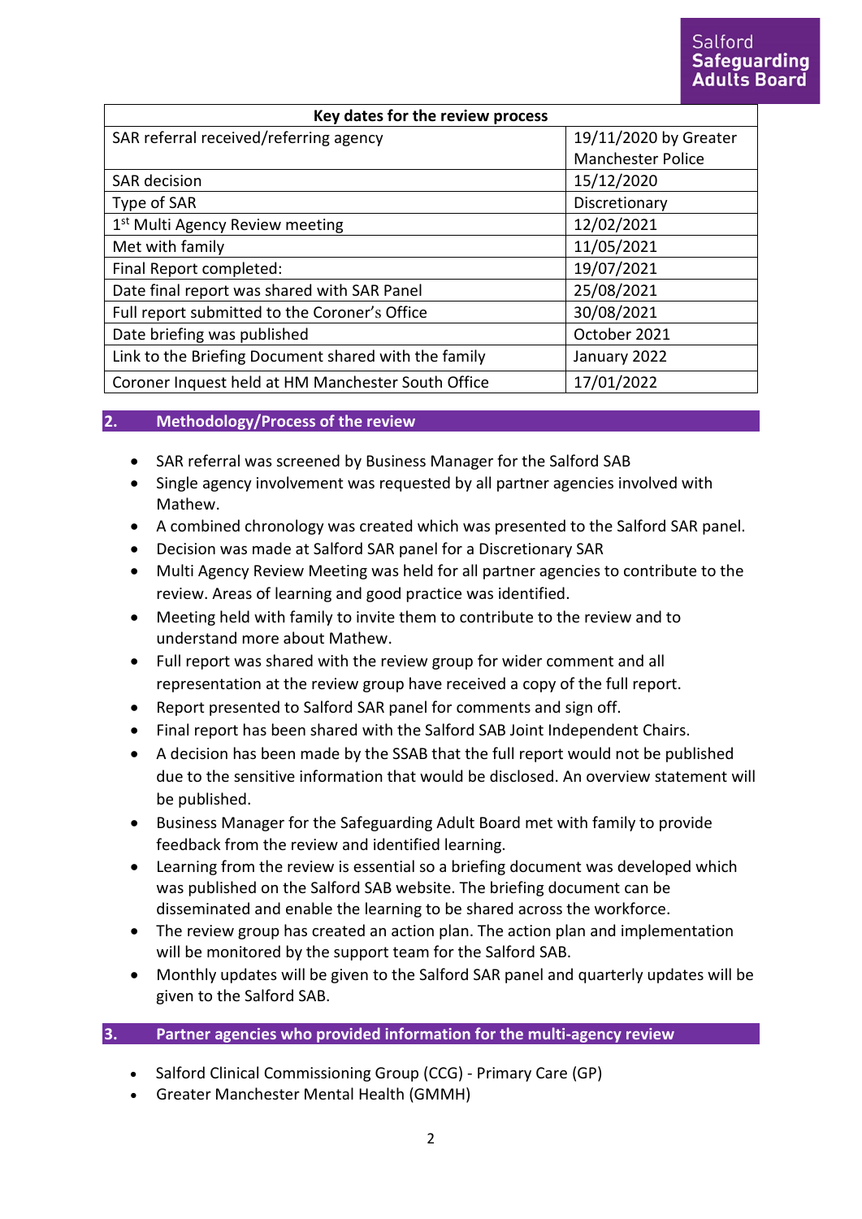| Key dates for the review process | |
|---|---|
| SAR referral received/referring agency | 19/11/2020 by Greater Manchester Police |
| SAR decision | 15/12/2020 |
| Type of SAR | Discretionary |
| 1st Multi Agency Review meeting | 12/02/2021 |
| Met with family | 11/05/2021 |
| Final Report completed: | 19/07/2021 |
| Date final report was shared with SAR Panel | 25/08/2021 |
| Full report submitted to the Coroner's Office | 30/08/2021 |
| Date briefing was published | October 2021 |
| Link to the Briefing Document shared with the family | January 2022 |
| Coroner Inquest held at HM Manchester South Office | 17/01/2022 |

## 2. Methodology/Process of the review

- SAR referral was screened by Business Manager for the Salford SAB
- Single agency involvement was requested by all partner agencies involved with Mathew.
- A combined chronology was created which was presented to the Salford SAR panel.
- Decision was made at Salford SAR panel for a Discretionary SAR
- Multi Agency Review Meeting was held for all partner agencies to contribute to the review. Areas of learning and good practice was identified.
- Meeting held with family to invite them to contribute to the review and to understand more about Mathew.
- Full report was shared with the review group for wider comment and all representation at the review group have received a copy of the full report.
- Report presented to Salford SAR panel for comments and sign off.
- Final report has been shared with the Salford SAB Joint Independent Chairs.
- A decision has been made by the SSAB that the full report would not be published due to the sensitive information that would be disclosed. An overview statement will be published.
- Business Manager for the Safeguarding Adult Board met with family to provide feedback from the review and identified learning.
- Learning from the review is essential so a briefing document was developed which was published on the Salford SAB website. The briefing document can be disseminated and enable the learning to be shared across the workforce.
- The review group has created an action plan. The action plan and implementation will be monitored by the support team for the Salford SAB.
- Monthly updates will be given to the Salford SAR panel and quarterly updates will be given to the Salford SAB.

## 3. Partner agencies who provided information for the multi-agency review

- Salford Clinical Commissioning Group (CCG) - Primary Care (GP)
- Greater Manchester Mental Health (GMMH)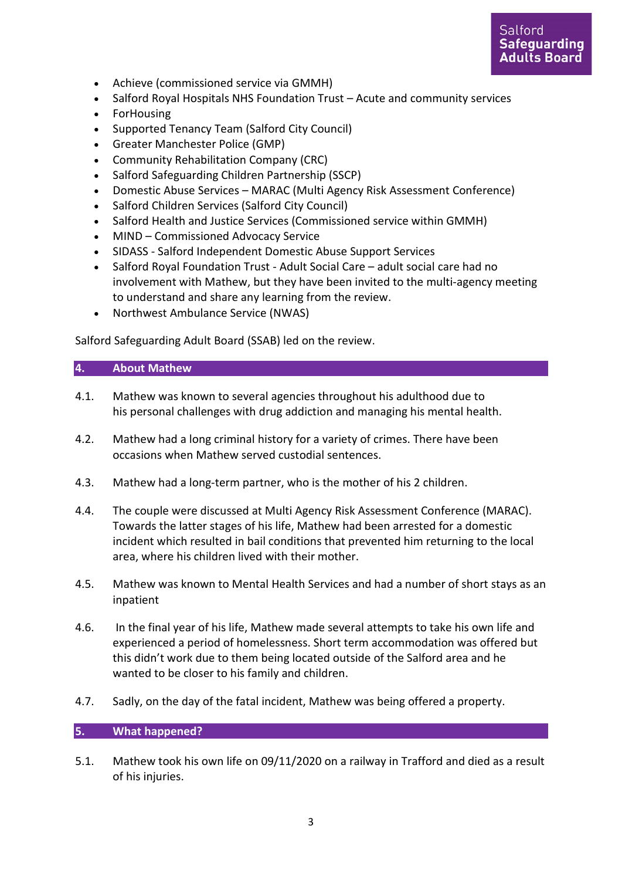- Achieve (commissioned service via GMMH)
- Salford Royal Hospitals NHS Foundation Trust – Acute and community services
- ForHousing
- Supported Tenancy Team (Salford City Council)
- Greater Manchester Police (GMP)
- Community Rehabilitation Company (CRC)
- Salford Safeguarding Children Partnership (SSCP)
- Domestic Abuse Services – MARAC (Multi Agency Risk Assessment Conference)
- Salford Children Services (Salford City Council)
- Salford Health and Justice Services (Commissioned service within GMMH)
- MIND – Commissioned Advocacy Service
- SIDASS - Salford Independent Domestic Abuse Support Services
- Salford Royal Foundation Trust - Adult Social Care – adult social care had no involvement with Mathew, but they have been invited to the multi-agency meeting to understand and share any learning from the review.
- Northwest Ambulance Service (NWAS)

Salford Safeguarding Adult Board (SSAB) led on the review.

## 4. About Mathew

4.1. Mathew was known to several agencies throughout his adulthood due to his personal challenges with drug addiction and managing his mental health.

4.2. Mathew had a long criminal history for a variety of crimes. There have been occasions when Mathew served custodial sentences.

4.3. Mathew had a long-term partner, who is the mother of his 2 children.

4.4. The couple were discussed at Multi Agency Risk Assessment Conference (MARAC). Towards the latter stages of his life, Mathew had been arrested for a domestic incident which resulted in bail conditions that prevented him returning to the local area, where his children lived with their mother.

4.5. Mathew was known to Mental Health Services and had a number of short stays as an inpatient

4.6. In the final year of his life, Mathew made several attempts to take his own life and experienced a period of homelessness. Short term accommodation was offered but this didn't work due to them being located outside of the Salford area and he wanted to be closer to his family and children.

4.7. Sadly, on the day of the fatal incident, Mathew was being offered a property.

## 5. What happened?

5.1. Mathew took his own life on 09/11/2020 on a railway in Trafford and died as a result of his injuries.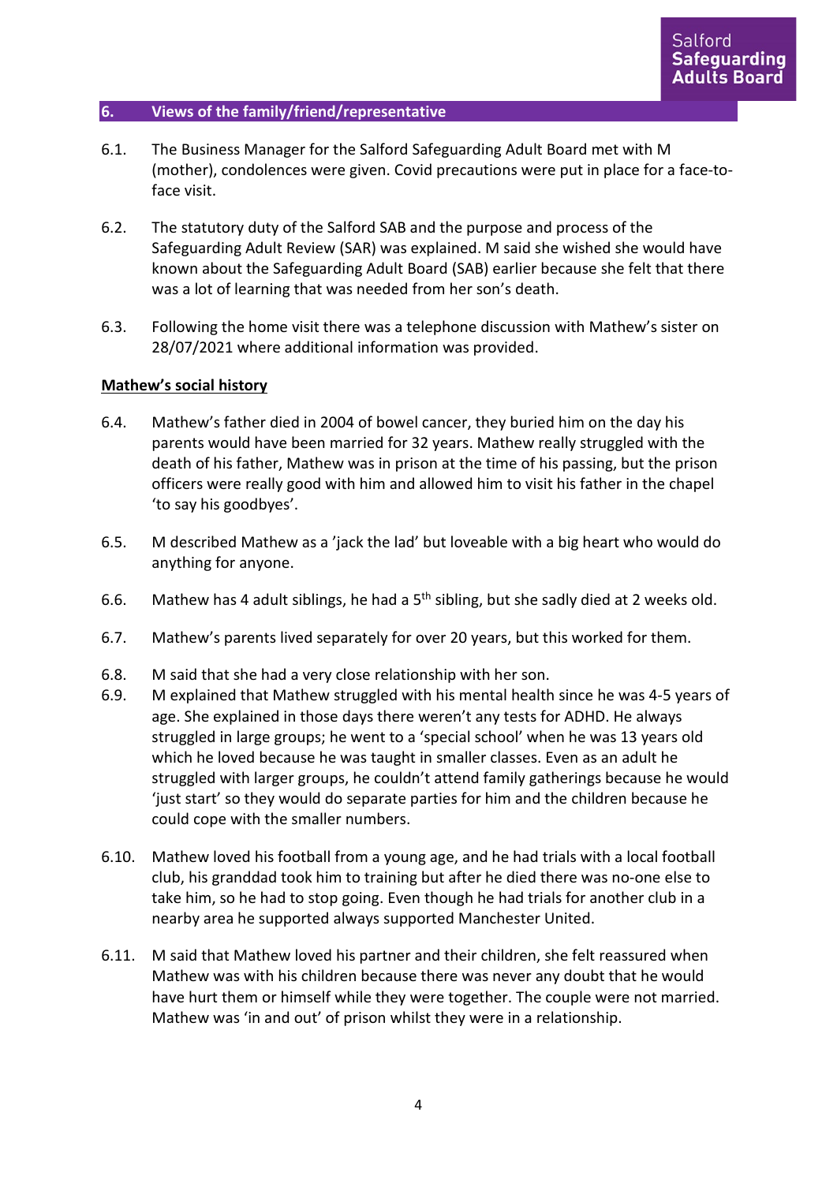## 6. Views of the family/friend/representative

6.1. The Business Manager for the Salford Safeguarding Adult Board met with M (mother), condolences were given. Covid precautions were put in place for a face-to-face visit.

6.2. The statutory duty of the Salford SAB and the purpose and process of the Safeguarding Adult Review (SAR) was explained. M said she wished she would have known about the Safeguarding Adult Board (SAB) earlier because she felt that there was a lot of learning that was needed from her son's death.

6.3. Following the home visit there was a telephone discussion with Mathew's sister on 28/07/2021 where additional information was provided.

**Mathew's social history**

6.4. Mathew's father died in 2004 of bowel cancer, they buried him on the day his parents would have been married for 32 years. Mathew really struggled with the death of his father, Mathew was in prison at the time of his passing, but the prison officers were really good with him and allowed him to visit his father in the chapel 'to say his goodbyes'.

6.5. M described Mathew as a 'jack the lad' but loveable with a big heart who would do anything for anyone.

6.6. Mathew has 4 adult siblings, he had a 5th sibling, but she sadly died at 2 weeks old.

6.7. Mathew's parents lived separately for over 20 years, but this worked for them.

6.8. M said that she had a very close relationship with her son.

6.9. M explained that Mathew struggled with his mental health since he was 4-5 years of age. She explained in those days there weren't any tests for ADHD. He always struggled in large groups; he went to a 'special school' when he was 13 years old which he loved because he was taught in smaller classes. Even as an adult he struggled with larger groups, he couldn't attend family gatherings because he would 'just start' so they would do separate parties for him and the children because he could cope with the smaller numbers.

6.10. Mathew loved his football from a young age, and he had trials with a local football club, his granddad took him to training but after he died there was no-one else to take him, so he had to stop going. Even though he had trials for another club in a nearby area he supported always supported Manchester United.

6.11. M said that Mathew loved his partner and their children, she felt reassured when Mathew was with his children because there was never any doubt that he would have hurt them or himself while they were together. The couple were not married. Mathew was 'in and out' of prison whilst they were in a relationship.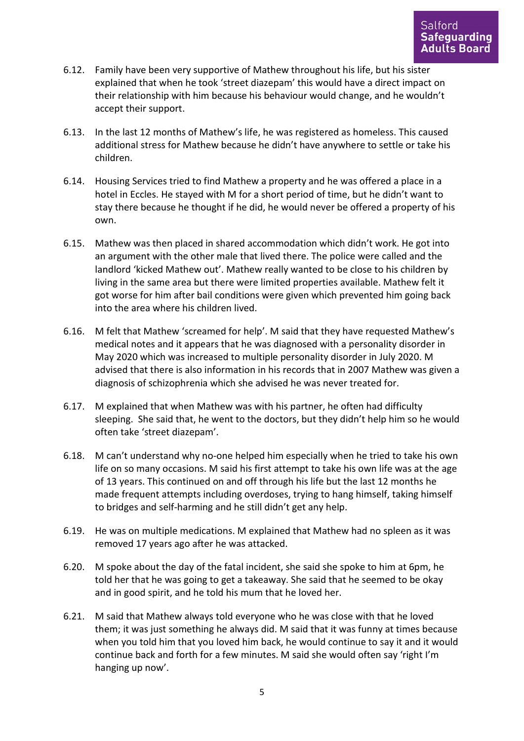6.12. Family have been very supportive of Mathew throughout his life, but his sister explained that when he took 'street diazepam' this would have a direct impact on their relationship with him because his behaviour would change, and he wouldn't accept their support.

6.13. In the last 12 months of Mathew's life, he was registered as homeless. This caused additional stress for Mathew because he didn't have anywhere to settle or take his children.

6.14. Housing Services tried to find Mathew a property and he was offered a place in a hotel in Eccles. He stayed with M for a short period of time, but he didn't want to stay there because he thought if he did, he would never be offered a property of his own.

6.15. Mathew was then placed in shared accommodation which didn't work. He got into an argument with the other male that lived there. The police were called and the landlord 'kicked Mathew out'. Mathew really wanted to be close to his children by living in the same area but there were limited properties available. Mathew felt it got worse for him after bail conditions were given which prevented him going back into the area where his children lived.

6.16. M felt that Mathew 'screamed for help'. M said that they have requested Mathew's medical notes and it appears that he was diagnosed with a personality disorder in May 2020 which was increased to multiple personality disorder in July 2020. M advised that there is also information in his records that in 2007 Mathew was given a diagnosis of schizophrenia which she advised he was never treated for.

6.17. M explained that when Mathew was with his partner, he often had difficulty sleeping. She said that, he went to the doctors, but they didn't help him so he would often take 'street diazepam'.

6.18. M can't understand why no-one helped him especially when he tried to take his own life on so many occasions. M said his first attempt to take his own life was at the age of 13 years. This continued on and off through his life but the last 12 months he made frequent attempts including overdoses, trying to hang himself, taking himself to bridges and self-harming and he still didn't get any help.

6.19. He was on multiple medications. M explained that Mathew had no spleen as it was removed 17 years ago after he was attacked.

6.20. M spoke about the day of the fatal incident, she said she spoke to him at 6pm, he told her that he was going to get a takeaway. She said that he seemed to be okay and in good spirit, and he told his mum that he loved her.

6.21. M said that Mathew always told everyone who he was close with that he loved them; it was just something he always did. M said that it was funny at times because when you told him that you loved him back, he would continue to say it and it would continue back and forth for a few minutes. M said she would often say 'right I'm hanging up now'.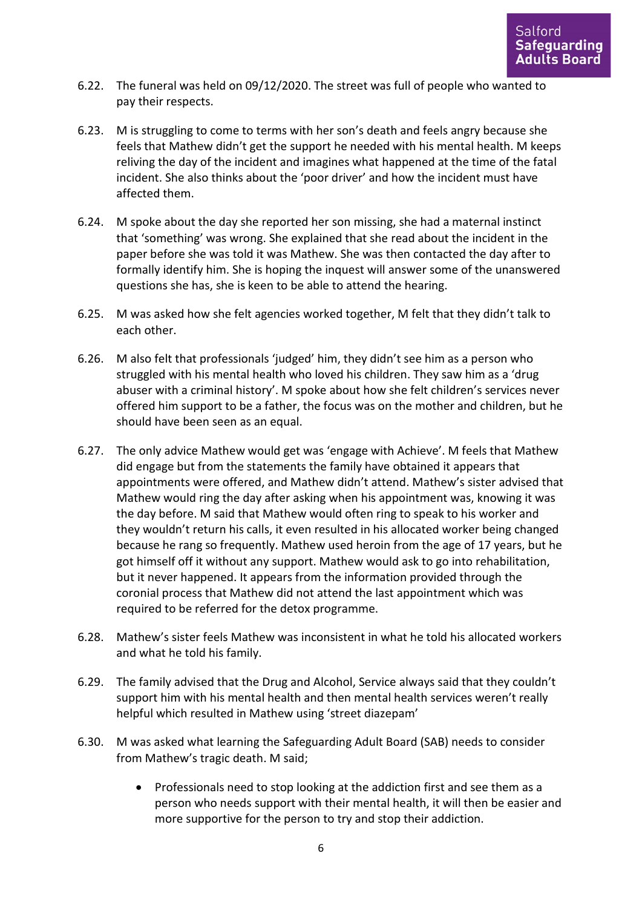6.22. The funeral was held on 09/12/2020. The street was full of people who wanted to pay their respects.

6.23. M is struggling to come to terms with her son's death and feels angry because she feels that Mathew didn't get the support he needed with his mental health. M keeps reliving the day of the incident and imagines what happened at the time of the fatal incident. She also thinks about the 'poor driver' and how the incident must have affected them.

6.24. M spoke about the day she reported her son missing, she had a maternal instinct that 'something' was wrong. She explained that she read about the incident in the paper before she was told it was Mathew. She was then contacted the day after to formally identify him. She is hoping the inquest will answer some of the unanswered questions she has, she is keen to be able to attend the hearing.

6.25. M was asked how she felt agencies worked together, M felt that they didn't talk to each other.

6.26. M also felt that professionals 'judged' him, they didn't see him as a person who struggled with his mental health who loved his children. They saw him as a 'drug abuser with a criminal history'. M spoke about how she felt children's services never offered him support to be a father, the focus was on the mother and children, but he should have been seen as an equal.

6.27. The only advice Mathew would get was 'engage with Achieve'. M feels that Mathew did engage but from the statements the family have obtained it appears that appointments were offered, and Mathew didn't attend. Mathew's sister advised that Mathew would ring the day after asking when his appointment was, knowing it was the day before. M said that Mathew would often ring to speak to his worker and they wouldn't return his calls, it even resulted in his allocated worker being changed because he rang so frequently. Mathew used heroin from the age of 17 years, but he got himself off it without any support. Mathew would ask to go into rehabilitation, but it never happened. It appears from the information provided through the coronial process that Mathew did not attend the last appointment which was required to be referred for the detox programme.

6.28. Mathew's sister feels Mathew was inconsistent in what he told his allocated workers and what he told his family.

6.29. The family advised that the Drug and Alcohol, Service always said that they couldn't support him with his mental health and then mental health services weren't really helpful which resulted in Mathew using 'street diazepam'

6.30. M was asked what learning the Safeguarding Adult Board (SAB) needs to consider from Mathew's tragic death. M said;

- Professionals need to stop looking at the addiction first and see them as a person who needs support with their mental health, it will then be easier and more supportive for the person to try and stop their addiction.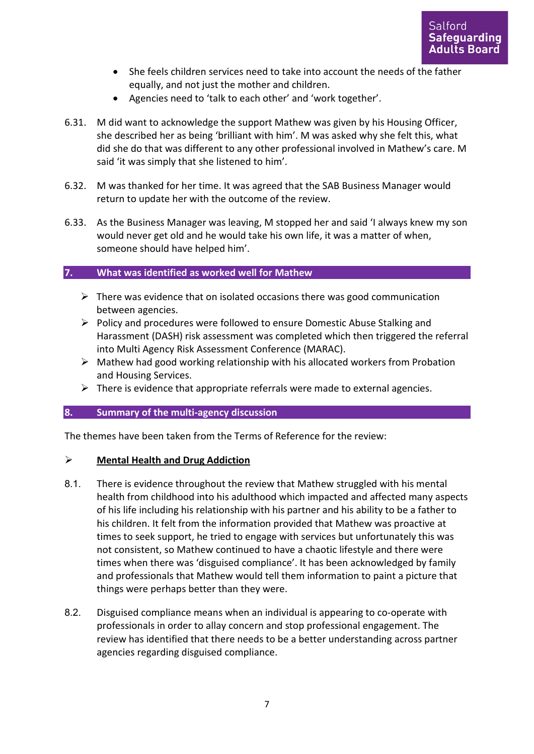- She feels children services need to take into account the needs of the father equally, and not just the mother and children.
- Agencies need to 'talk to each other' and 'work together'.

6.31. M did want to acknowledge the support Mathew was given by his Housing Officer, she described her as being 'brilliant with him'. M was asked why she felt this, what did she do that was different to any other professional involved in Mathew's care. M said 'it was simply that she listened to him'.

6.32. M was thanked for her time. It was agreed that the SAB Business Manager would return to update her with the outcome of the review.

6.33. As the Business Manager was leaving, M stopped her and said 'I always knew my son would never get old and he would take his own life, it was a matter of when, someone should have helped him'.

## 7. What was identified as worked well for Mathew

- There was evidence that on isolated occasions there was good communication between agencies.
- Policy and procedures were followed to ensure Domestic Abuse Stalking and Harassment (DASH) risk assessment was completed which then triggered the referral into Multi Agency Risk Assessment Conference (MARAC).
- Mathew had good working relationship with his allocated workers from Probation and Housing Services.
- There is evidence that appropriate referrals were made to external agencies.

## 8. Summary of the multi-agency discussion

The themes have been taken from the Terms of Reference for the review:

- **<u>Mental Health and Drug Addiction</u>**

8.1. There is evidence throughout the review that Mathew struggled with his mental health from childhood into his adulthood which impacted and affected many aspects of his life including his relationship with his partner and his ability to be a father to his children. It felt from the information provided that Mathew was proactive at times to seek support, he tried to engage with services but unfortunately this was not consistent, so Mathew continued to have a chaotic lifestyle and there were times when there was 'disguised compliance'. It has been acknowledged by family and professionals that Mathew would tell them information to paint a picture that things were perhaps better than they were.

8.2. Disguised compliance means when an individual is appearing to co-operate with professionals in order to allay concern and stop professional engagement. The review has identified that there needs to be a better understanding across partner agencies regarding disguised compliance.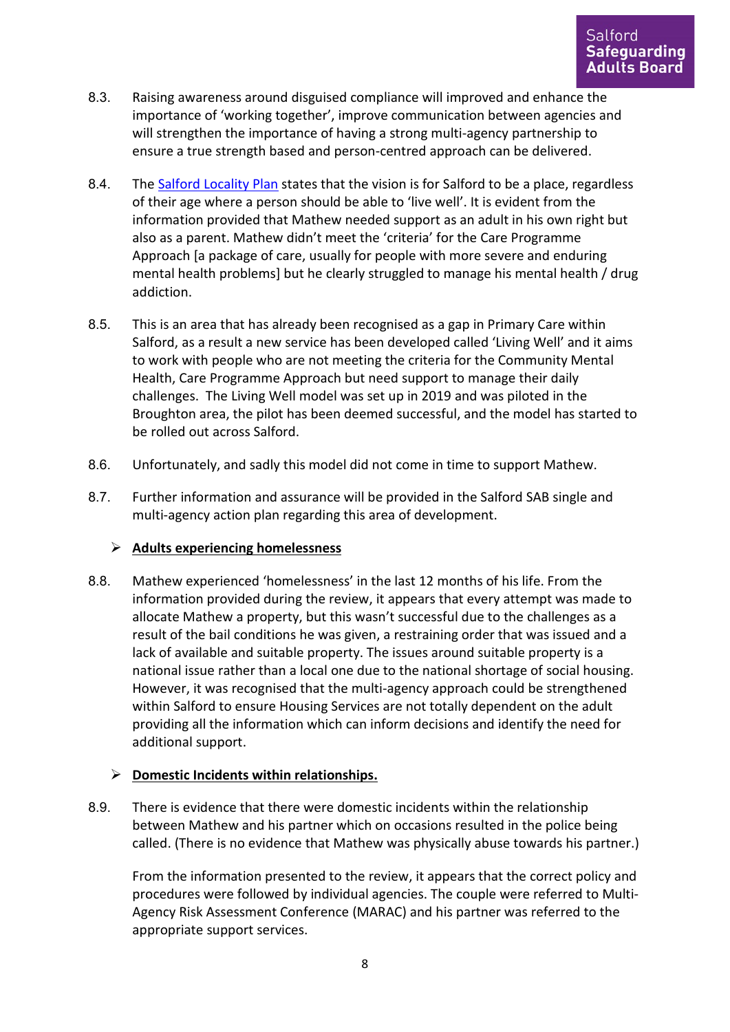8.3. Raising awareness around disguised compliance will improved and enhance the importance of 'working together', improve communication between agencies and will strengthen the importance of having a strong multi-agency partnership to ensure a true strength based and person-centred approach can be delivered.

8.4. The Salford Locality Plan states that the vision is for Salford to be a place, regardless of their age where a person should be able to 'live well'. It is evident from the information provided that Mathew needed support as an adult in his own right but also as a parent. Mathew didn't meet the 'criteria' for the Care Programme Approach [a package of care, usually for people with more severe and enduring mental health problems] but he clearly struggled to manage his mental health / drug addiction.

8.5. This is an area that has already been recognised as a gap in Primary Care within Salford, as a result a new service has been developed called 'Living Well' and it aims to work with people who are not meeting the criteria for the Community Mental Health, Care Programme Approach but need support to manage their daily challenges. The Living Well model was set up in 2019 and was piloted in the Broughton area, the pilot has been deemed successful, and the model has started to be rolled out across Salford.

8.6. Unfortunately, and sadly this model did not come in time to support Mathew.

8.7. Further information and assurance will be provided in the Salford SAB single and multi-agency action plan regarding this area of development.

- **Adults experiencing homelessness**

8.8. Mathew experienced 'homelessness' in the last 12 months of his life. From the information provided during the review, it appears that every attempt was made to allocate Mathew a property, but this wasn't successful due to the challenges as a result of the bail conditions he was given, a restraining order that was issued and a lack of available and suitable property. The issues around suitable property is a national issue rather than a local one due to the national shortage of social housing. However, it was recognised that the multi-agency approach could be strengthened within Salford to ensure Housing Services are not totally dependent on the adult providing all the information which can inform decisions and identify the need for additional support.

- **Domestic Incidents within relationships.**

8.9. There is evidence that there were domestic incidents within the relationship between Mathew and his partner which on occasions resulted in the police being called. (There is no evidence that Mathew was physically abuse towards his partner.)

From the information presented to the review, it appears that the correct policy and procedures were followed by individual agencies. The couple were referred to Multi-Agency Risk Assessment Conference (MARAC) and his partner was referred to the appropriate support services.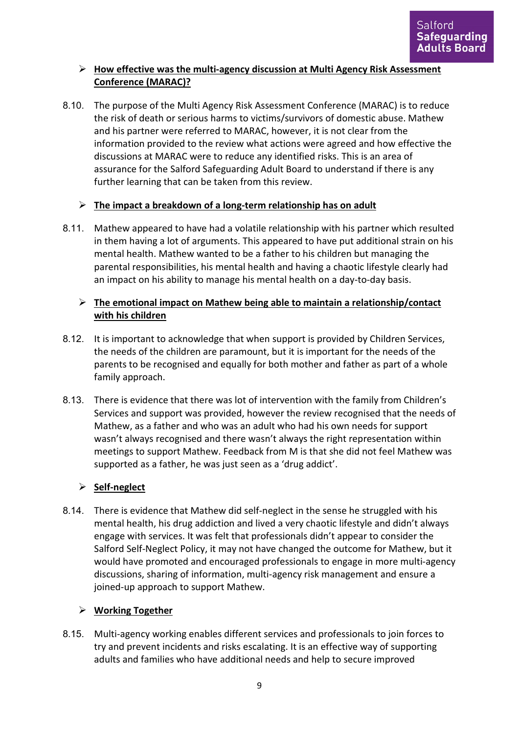- **<u>How effective was the multi-agency discussion at Multi Agency Risk Assessment Conference (MARAC)?</u>**

8.10. The purpose of the Multi Agency Risk Assessment Conference (MARAC) is to reduce the risk of death or serious harms to victims/survivors of domestic abuse. Mathew and his partner were referred to MARAC, however, it is not clear from the information provided to the review what actions were agreed and how effective the discussions at MARAC were to reduce any identified risks. This is an area of assurance for the Salford Safeguarding Adult Board to understand if there is any further learning that can be taken from this review.

- **<u>The impact a breakdown of a long-term relationship has on adult</u>**

8.11. Mathew appeared to have had a volatile relationship with his partner which resulted in them having a lot of arguments. This appeared to have put additional strain on his mental health. Mathew wanted to be a father to his children but managing the parental responsibilities, his mental health and having a chaotic lifestyle clearly had an impact on his ability to manage his mental health on a day-to-day basis.

- **<u>The emotional impact on Mathew being able to maintain a relationship/contact with his children</u>**

8.12. It is important to acknowledge that when support is provided by Children Services, the needs of the children are paramount, but it is important for the needs of the parents to be recognised and equally for both mother and father as part of a whole family approach.

8.13. There is evidence that there was lot of intervention with the family from Children's Services and support was provided, however the review recognised that the needs of Mathew, as a father and who was an adult who had his own needs for support wasn't always recognised and there wasn't always the right representation within meetings to support Mathew. Feedback from M is that she did not feel Mathew was supported as a father, he was just seen as a 'drug addict'.

- **<u>Self-neglect</u>**

8.14. There is evidence that Mathew did self-neglect in the sense he struggled with his mental health, his drug addiction and lived a very chaotic lifestyle and didn't always engage with services. It was felt that professionals didn't appear to consider the Salford Self-Neglect Policy, it may not have changed the outcome for Mathew, but it would have promoted and encouraged professionals to engage in more multi-agency discussions, sharing of information, multi-agency risk management and ensure a joined-up approach to support Mathew.

- **<u>Working Together</u>**

8.15. Multi-agency working enables different services and professionals to join forces to try and prevent incidents and risks escalating. It is an effective way of supporting adults and families who have additional needs and help to secure improved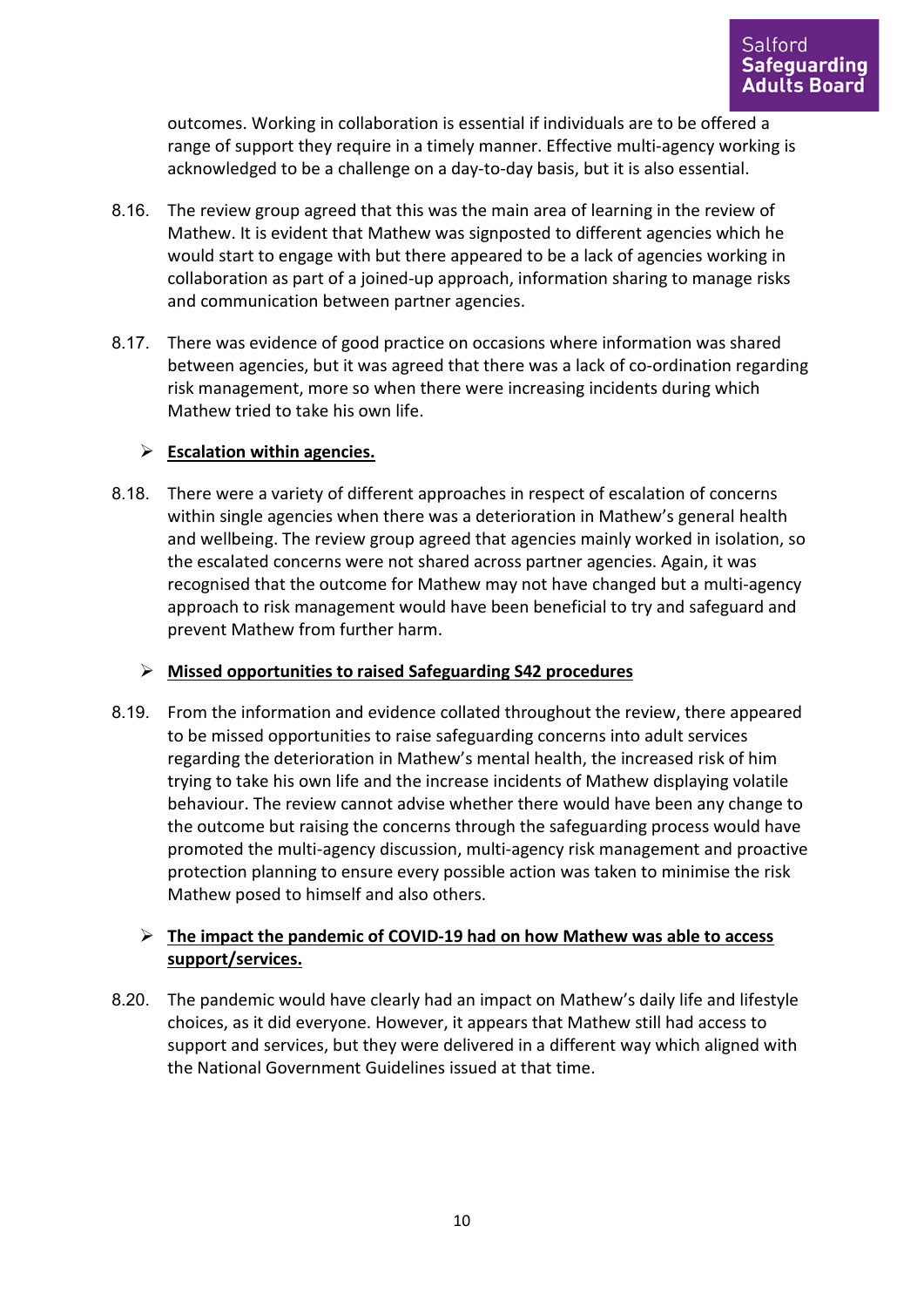outcomes. Working in collaboration is essential if individuals are to be offered a range of support they require in a timely manner. Effective multi-agency working is acknowledged to be a challenge on a day-to-day basis, but it is also essential.

8.16. The review group agreed that this was the main area of learning in the review of Mathew. It is evident that Mathew was signposted to different agencies which he would start to engage with but there appeared to be a lack of agencies working in collaboration as part of a joined-up approach, information sharing to manage risks and communication between partner agencies.

8.17. There was evidence of good practice on occasions where information was shared between agencies, but it was agreed that there was a lack of co-ordination regarding risk management, more so when there were increasing incidents during which Mathew tried to take his own life.

- **Escalation within agencies.**

8.18. There were a variety of different approaches in respect of escalation of concerns within single agencies when there was a deterioration in Mathew's general health and wellbeing. The review group agreed that agencies mainly worked in isolation, so the escalated concerns were not shared across partner agencies. Again, it was recognised that the outcome for Mathew may not have changed but a multi-agency approach to risk management would have been beneficial to try and safeguard and prevent Mathew from further harm.

- **Missed opportunities to raised Safeguarding S42 procedures**

8.19. From the information and evidence collated throughout the review, there appeared to be missed opportunities to raise safeguarding concerns into adult services regarding the deterioration in Mathew's mental health, the increased risk of him trying to take his own life and the increase incidents of Mathew displaying volatile behaviour. The review cannot advise whether there would have been any change to the outcome but raising the concerns through the safeguarding process would have promoted the multi-agency discussion, multi-agency risk management and proactive protection planning to ensure every possible action was taken to minimise the risk Mathew posed to himself and also others.

- **The impact the pandemic of COVID-19 had on how Mathew was able to access support/services.**

8.20. The pandemic would have clearly had an impact on Mathew's daily life and lifestyle choices, as it did everyone. However, it appears that Mathew still had access to support and services, but they were delivered in a different way which aligned with the National Government Guidelines issued at that time.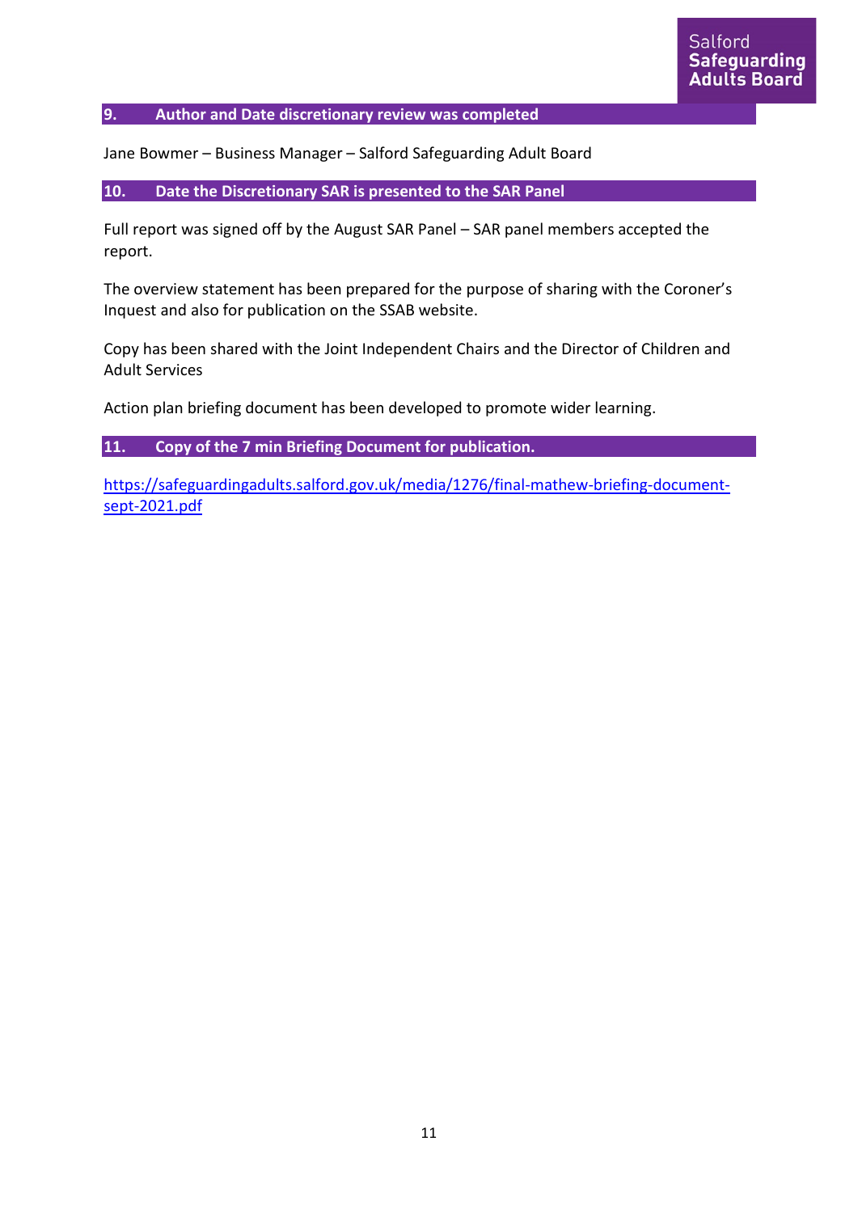## 9. Author and Date discretionary review was completed

Jane Bowmer – Business Manager – Salford Safeguarding Adult Board

## 10. Date the Discretionary SAR is presented to the SAR Panel

Full report was signed off by the August SAR Panel – SAR panel members accepted the report.

The overview statement has been prepared for the purpose of sharing with the Coroner's Inquest and also for publication on the SSAB website.

Copy has been shared with the Joint Independent Chairs and the Director of Children and Adult Services

Action plan briefing document has been developed to promote wider learning.

## 11. Copy of the 7 min Briefing Document for publication.

https://safeguardingadults.salford.gov.uk/media/1276/final-mathew-briefing-document-sept-2021.pdf